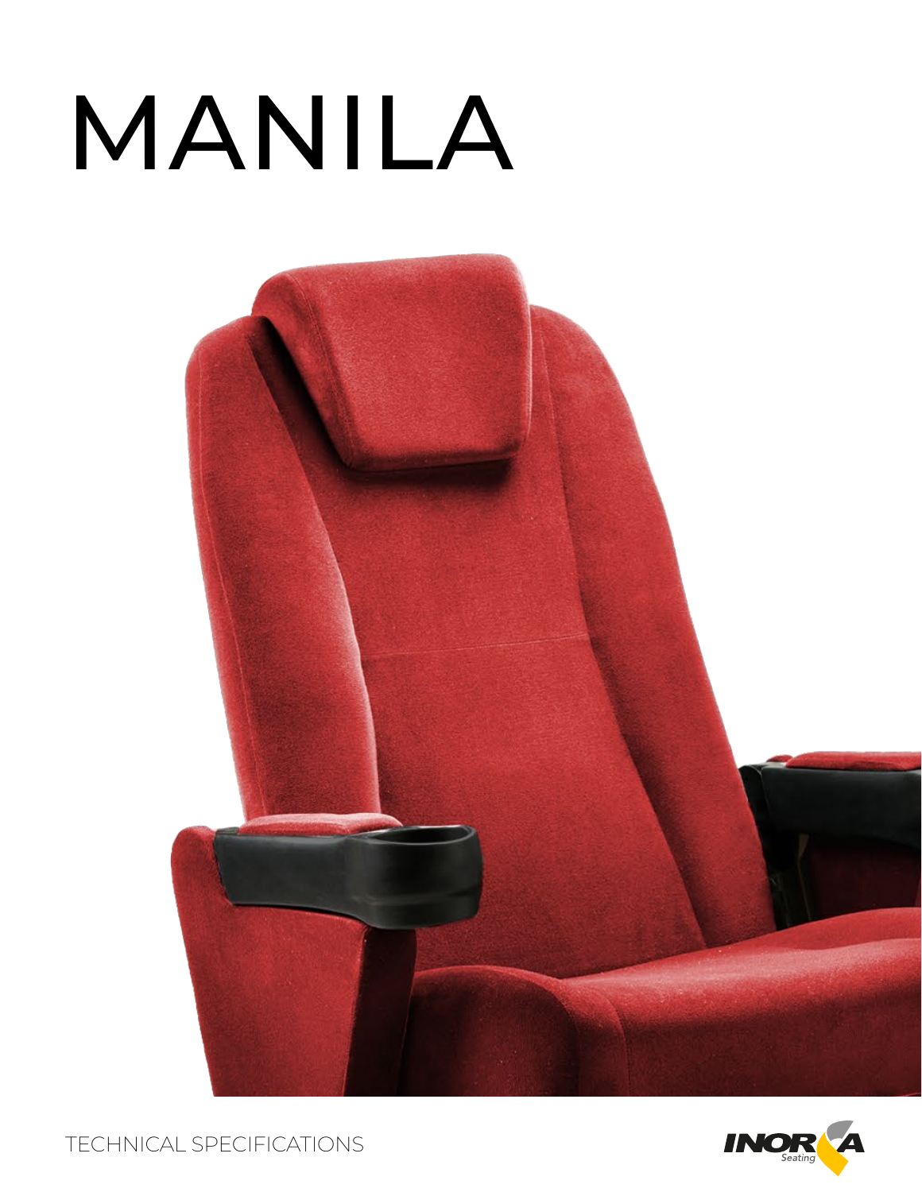# MANILA

TECHNICAL SPECIFICATIONS

INORCA Seating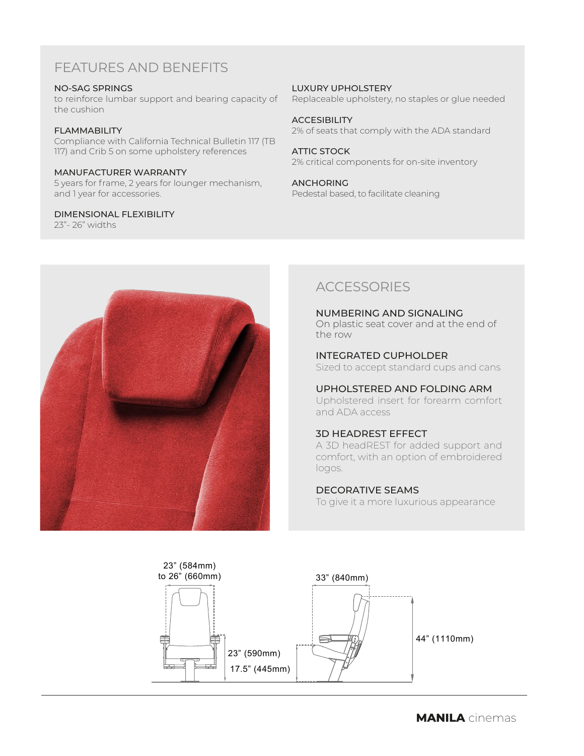## FEATURES AND BENEFITS

**NO-SAG SPRINGS**
to reinforce lumbar support and bearing capacity of the cushion

**FLAMMABILITY**
Compliance with California Technical Bulletin 117 (TB 117) and Crib 5 on some upholstery references

**MANUFACTURER WARRANTY**
5 years for frame, 2 years for lounger mechanism, and 1 year for accessories.

**DIMENSIONAL FLEXIBILITY**
23"- 26" widths

**LUXURY UPHOLSTERY**
Replaceable upholstery, no staples or glue needed

**ACCESIBILITY**
2% of seats that comply with the ADA standard

**ATTIC STOCK**
2% critical components for on-site inventory

**ANCHORING**
Pedestal based, to facilitate cleaning

## ACCESSORIES

**NUMBERING AND SIGNALING**
On plastic seat cover and at the end of the row

**INTEGRATED CUPHOLDER**
Sized to accept standard cups and cans

**UPHOLSTERED AND FOLDING ARM**
Upholstered insert for forearm comfort and ADA access

**3D HEADREST EFFECT**
A 3D headREST for added support and comfort, with an option of embroidered logos.

**DECORATIVE SEAMS**
To give it a more luxurious appearance

23" (584mm) to 26" (660mm)

23" (590mm)

17.5" (445mm)

33" (840mm)

44" (1110mm)

**MANILA** cinemas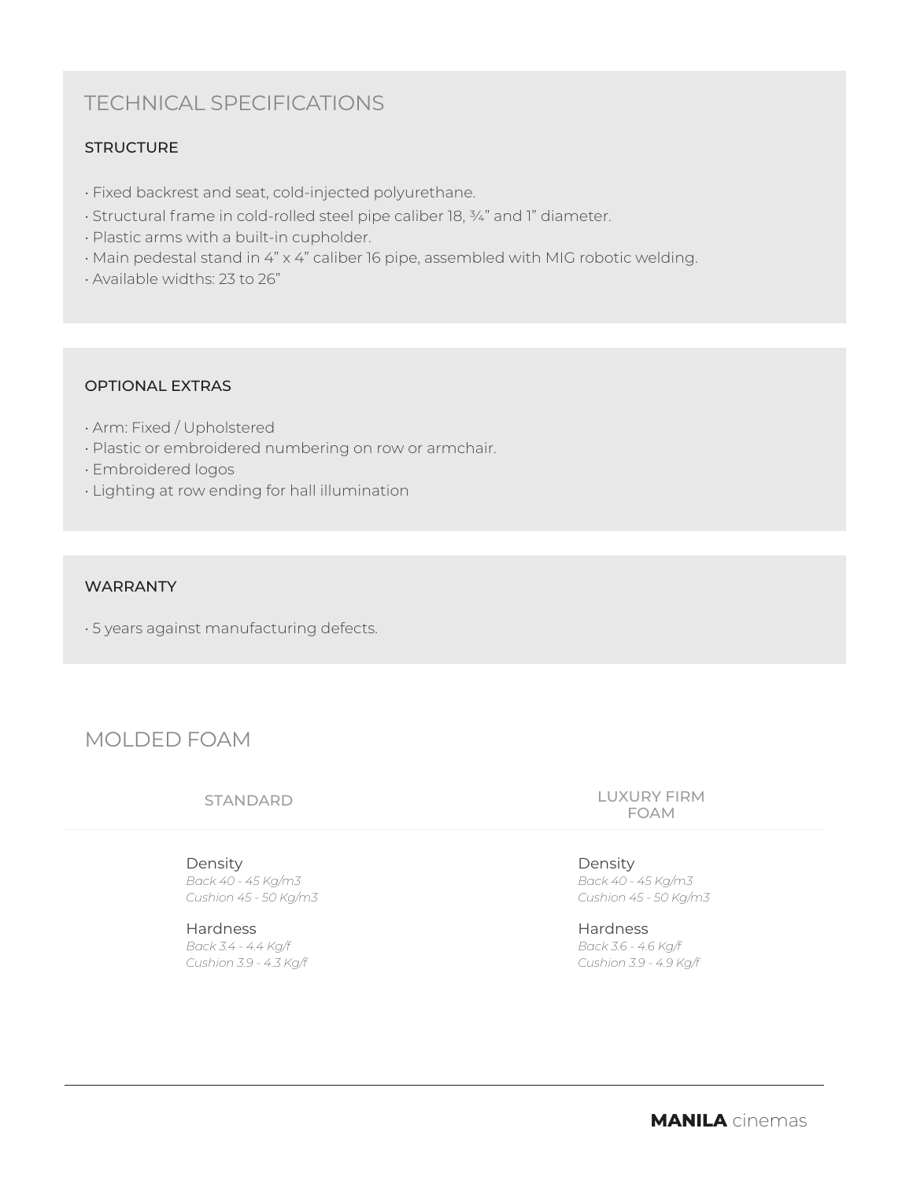## TECHNICAL SPECIFICATIONS

### STRUCTURE

- Fixed backrest and seat, cold-injected polyurethane.
- Structural frame in cold-rolled steel pipe caliber 18, ¾" and 1" diameter.
- Plastic arms with a built-in cupholder.
- Main pedestal stand in 4" x 4" caliber 16 pipe, assembled with MIG robotic welding.
- Available widths: 23 to 26"

### OPTIONAL EXTRAS

- Arm: Fixed / Upholstered
- Plastic or embroidered numbering on row or armchair.
- Embroidered logos
- Lighting at row ending for hall illumination

### WARRANTY

- 5 years against manufacturing defects.

## MOLDED FOAM

| STANDARD | LUXURY FIRM FOAM |
| --- | --- |
| Density<br>*Back 40 - 45 Kg/m3*<br>*Cushion 45 - 50 Kg/m3* | Density<br>*Back 40 - 45 Kg/m3*<br>*Cushion 45 - 50 Kg/m3* |
| Hardness<br>*Back 3.4 - 4.4 Kg/f*<br>*Cushion 3.9 - 4.3 Kg/f* | Hardness<br>*Back 3.6 - 4.6 Kg/f*<br>*Cushion 3.9 - 4.9 Kg/f* |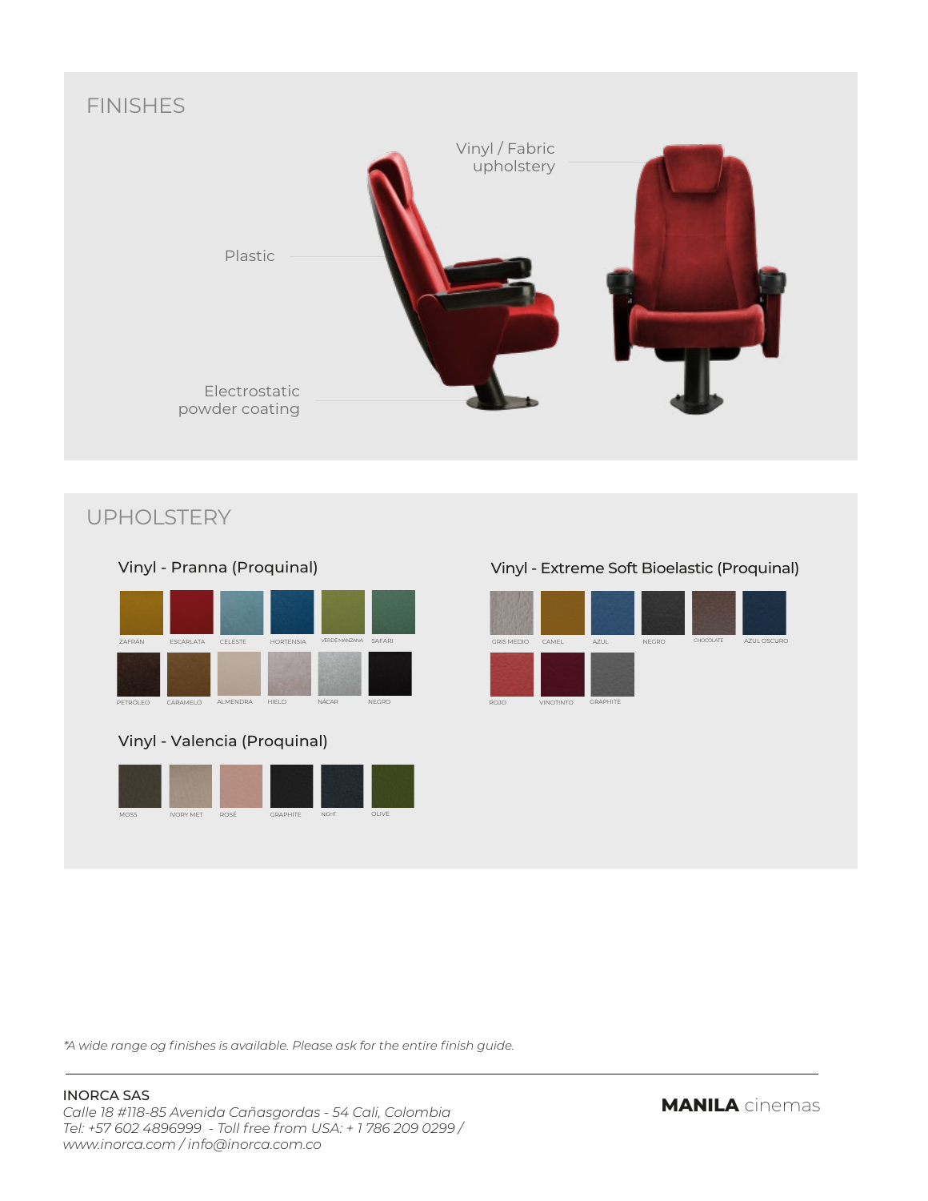## FINISHES

Vinyl / Fabric upholstery

Plastic

Electrostatic powder coating

## UPHOLSTERY

### Vinyl - Pranna (Proquinal)

ZAFRÁN
ESCARLATA
CELESTE
HORTENSIA
VERDE MANZANA
SAFARI
PETRÓLEO
CARAMELO
ALMENDRA
HIELO
NÁCAR
NEGRO

### Vinyl - Extreme Soft Bioelastic (Proquinal)

GRIS MEDIO
CAMEL
AZUL
NEGRO
CHOCOLATE
AZUL OSCURO
ROJO
VINOTINTO
GRAPHITE

### Vinyl - Valencia (Proquinal)

MOSS
IVORY MET
ROSÉ
GRAPHITE
NIGHT
OLIVE

*\*A wide range og finishes is available. Please ask for the entire finish guide.*

INORCA SAS
*Calle 18 #118-85 Avenida Cañasgordas - 54 Cali, Colombia*
*Tel: +57 602 4896999 - Toll free from USA: + 1 786 209 0299 /*
*www.inorca.com / info@inorca.com.co*

**MANILA** cinemas